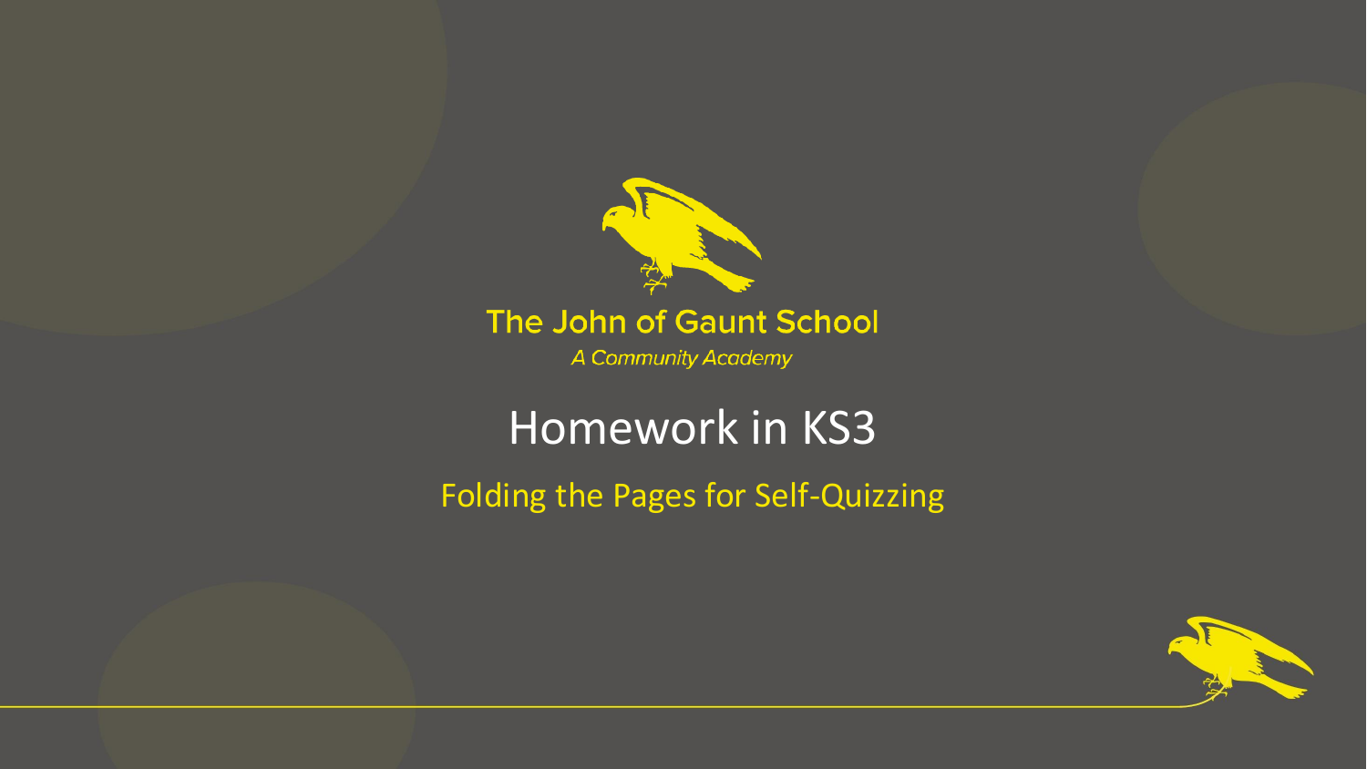The John of Gaunt School

*A Community Academy*

# Homework in KS3

## Folding the Pages for Self-Quizzing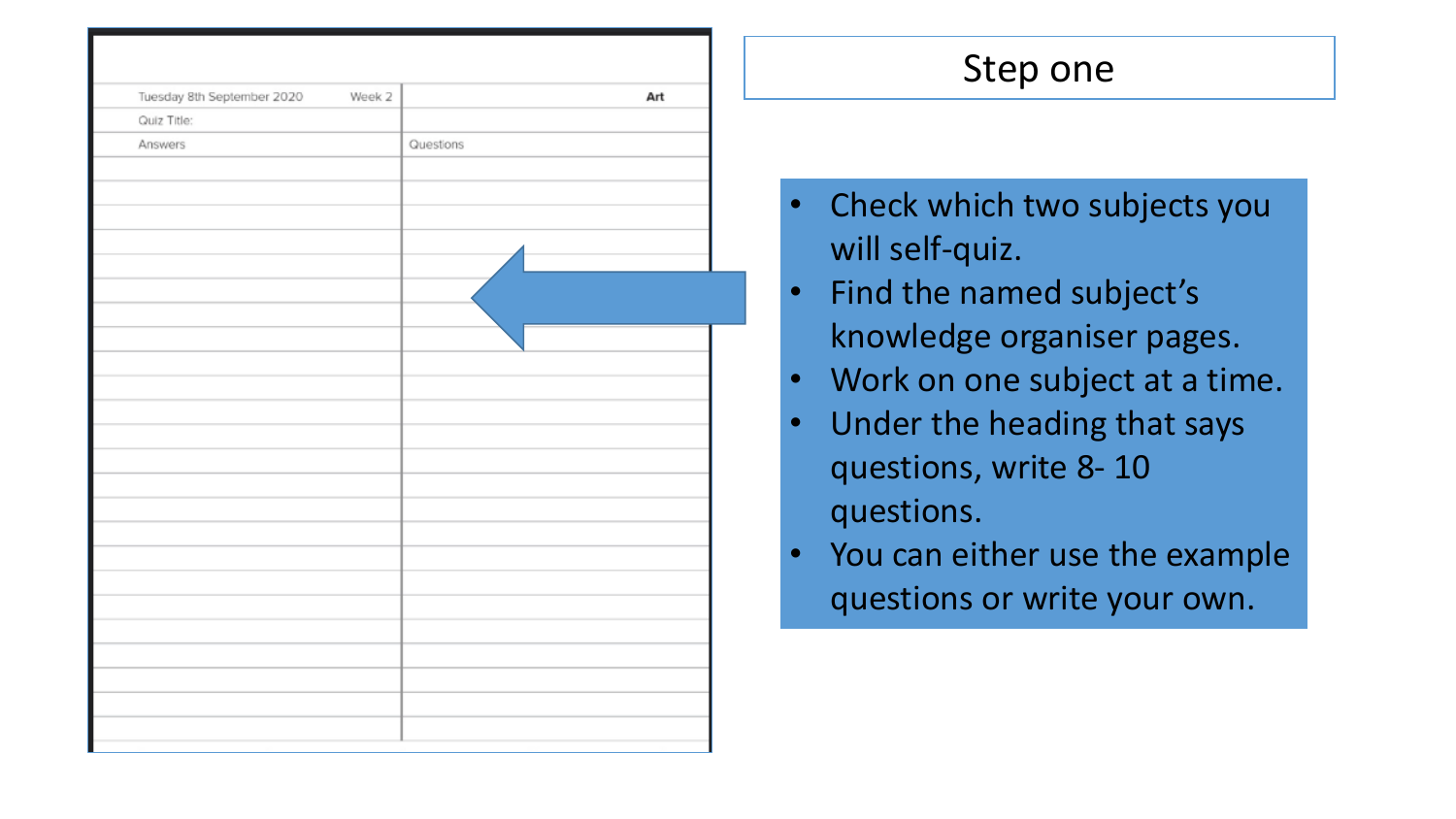# Step one

| Tuesday 8th September 2020 | Week 2 | Art |
|---|---|---|
| Quiz Title: | | |
| Answers | | Questions |

- Check which two subjects you will self-quiz.
- Find the named subject's knowledge organiser pages.
- Work on one subject at a time.
- Under the heading that says questions, write 8- 10 questions.
- You can either use the example questions or write your own.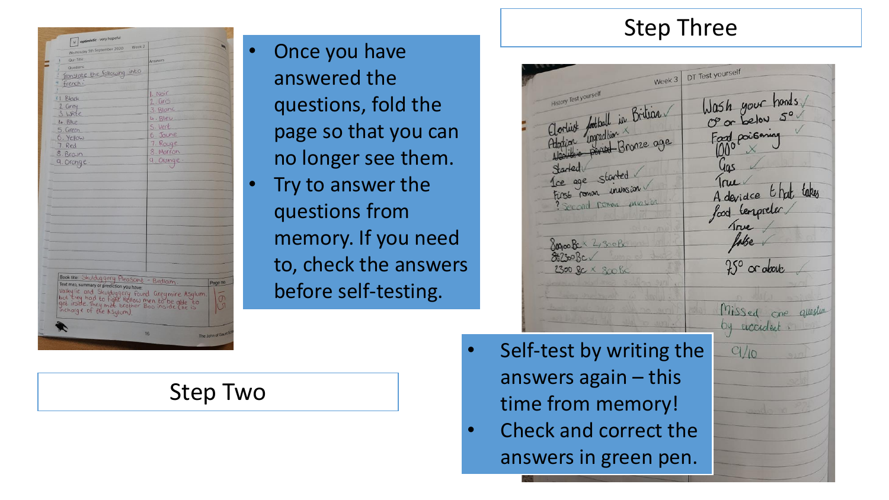## Step Two

- Once you have answered the questions, fold the page so that you can no longer see them.
- Try to answer the questions from memory. If you need to, check the answers before self-testing.

## Step Three

- Self-test by writing the answers again – this time from memory!
- Check and correct the answers in green pen.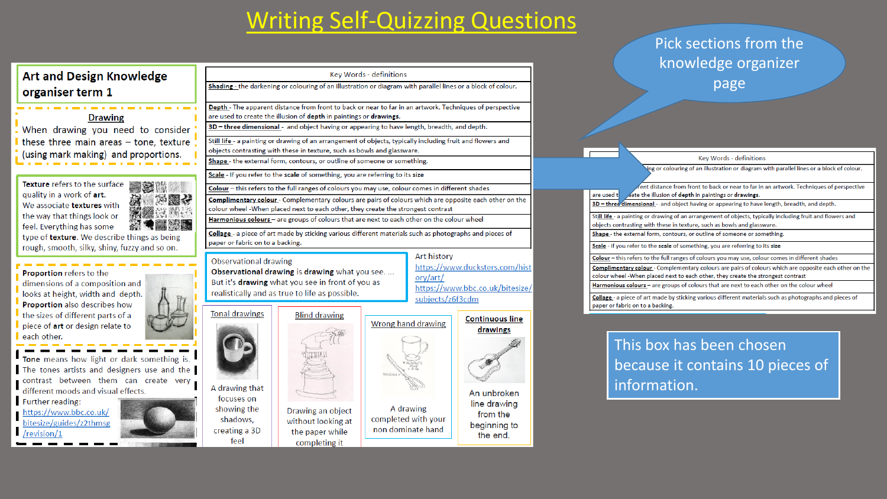# Writing Self-Quizzing Questions

Pick sections from the knowledge organizer page

## Art and Design Knowledge organiser term 1

### Drawing

When drawing you need to consider these three main areas – tone, texture (using mark making) and proportions.

**Texture** refers to the surface quality in a work of **art**. We associate **textures** with the way that things look or feel. Everything has some type of **texture**. We describe things as being rough, smooth, silky, shiny, fuzzy and so on.

**Proportion** refers to the dimensions of a composition and looks at height, width and depth. **Proportion** also describes how the sizes of different parts of a piece of **art** or design relate to each other.

**Tone** means how light or dark something is. The tones artists and designers use and the contrast between them can create very different moods and visual effects.

Further reading:
https://www.bbc.co.uk/bitesize/guides/z2thmsg/revision/1

| Key Words - definitions |
|---|
| **Shading** - the darkening or colouring of an illustration or diagram with parallel lines or a block of colour. |
| **Depth** - The apparent distance from front to back or near to far in an artwork. Techniques of perspective are used to create the illusion of **depth** in paintings or **drawings**. |
| **3D – three dimensional** - and object having or appearing to have length, breadth, and depth. |
| **Still life** - a painting or drawing of an arrangement of objects, typically including fruit and flowers and objects contrasting with these in texture, such as bowls and glassware. |
| **Shape** - the external form, contours, or outline of someone or something. |
| **Scale** - If you refer to the **scale** of something, you are referring to its **size** |
| **Colour** – this refers to the full ranges of colours you may use, colour comes in different shades |
| **Complimentary colour** - Complementary colours are pairs of colours which are opposite each other on the colour wheel -When placed next to each other, they create the strongest contrast |
| **Harmonious colours** – are groups of colours that are next to each other on the colour wheel |
| **Collage** - a piece of art made by sticking various different materials such as photographs and pieces of paper or fabric on to a backing. |

**Observational drawing**

**Observational drawing** is **drawing** what you see. ... But it's **drawing** what you see in front of you as realistically and as true to life as possible.

**Art history**

https://www.ducksters.com/history/art/
https://www.bbc.co.uk/bitesize/subjects/z6f3cdm

**Tonal drawings** – A drawing that focuses on showing the shadows, creating a 3D feel

**Blind drawing** – Drawing an object without looking at the paper while completing it

**Wrong hand drawing** – A drawing completed with your non dominate hand

**Continuous line drawings** – An unbroken line drawing from the beginning to the end.

This box has been chosen because it contains 10 pieces of information.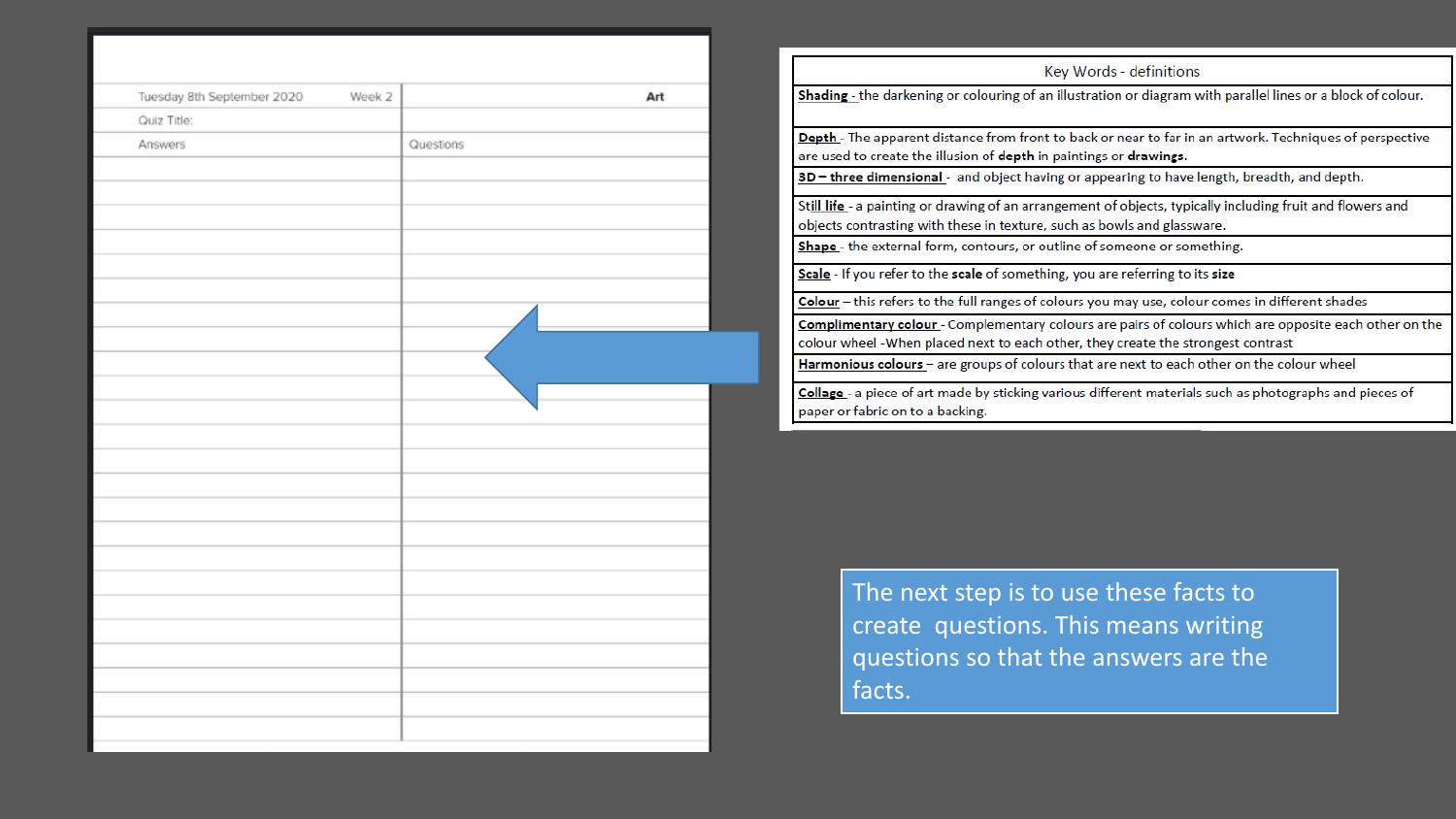| Tuesday 8th September 2020 | Week 2 | Art |
| --- | --- | --- |
| Quiz Title: | | |
| Answers | | Questions |
| | | |
| | | |
| | | |
| | | |
| | | |
| | | |
| | | |
| | | |
| | | |
| | | |
| | | |
| | | |
| | | |
| | | |
| | | |
| | | |
| | | |
| | | |
| | | |
| | | |
| | | |
| | | |

| Key Words - definitions |
| --- |
| **Shading** - the darkening or colouring of an illustration or diagram with parallel lines or a block of colour. |
| **Depth** - The apparent distance from front to back or near to far in an artwork. Techniques of perspective are used to create the illusion of **depth** in paintings or **drawings**. |
| **3D – three dimensional** - and object having or appearing to have length, breadth, and depth. |
| **Still life** - a painting or drawing of an arrangement of objects, typically including fruit and flowers and objects contrasting with these in texture, such as bowls and glassware. |
| **Shape** - the external form, contours, or outline of someone or something. |
| **Scale** - If you refer to the **scale** of something, you are referring to its **size** |
| **Colour** – this refers to the full ranges of colours you may use, colour comes in different shades |
| **Complimentary colour** - Complementary colours are pairs of colours which are opposite each other on the colour wheel -When placed next to each other, they create the strongest contrast |
| **Harmonious colours** – are groups of colours that are next to each other on the colour wheel |
| **Collage** - a piece of art made by sticking various different materials such as photographs and pieces of paper or fabric on to a backing. |

The next step is to use these facts to create questions. This means writing questions so that the answers are the facts.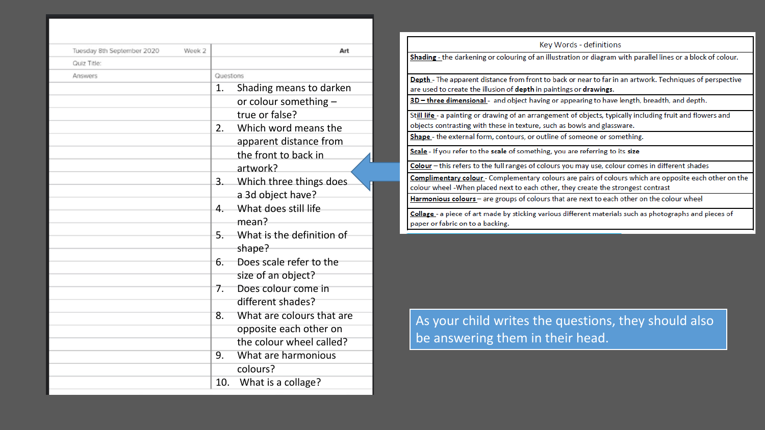| Tuesday 8th September 2020 | Week 2 | Art |
|---|---|---|
| Quiz Title: | | |
| Answers | | Questions |

1. Shading means to darken or colour something – true or false?
2. Which word means the apparent distance from the front to back in artwork?
3. Which three things does a 3d object have?
4. What does still life mean?
5. What is the definition of shape?
6. Does scale refer to the size of an object?
7. Does colour come in different shades?
8. What are colours that are opposite each other on the colour wheel called?
9. What are harmonious colours?
10. What is a collage?

| Key Words - definitions |
|---|
| **Shading** - the darkening or colouring of an illustration or diagram with parallel lines or a block of colour. |
| **Depth** - The apparent distance from front to back or near to far in an artwork. Techniques of perspective are used to create the illusion of **depth** in paintings or **drawings**. |
| **3D – three dimensional** - and object having or appearing to have length, breadth, and depth. |
| **Still life** - a painting or drawing of an arrangement of objects, typically including fruit and flowers and objects contrasting with these in texture, such as bowls and glassware. |
| **Shape** - the external form, contours, or outline of someone or something. |
| **Scale** - If you refer to the **scale** of something, you are referring to its **size** |
| **Colour** – this refers to the full ranges of colours you may use, colour comes in different shades |
| **Complimentary colour** - Complementary colours are pairs of colours which are opposite each other on the colour wheel -When placed next to each other, they create the strongest contrast |
| **Harmonious colours** – are groups of colours that are next to each other on the colour wheel |
| **Collage** - a piece of art made by sticking various different materials such as photographs and pieces of paper or fabric on to a backing. |

As your child writes the questions, they should also be answering them in their head.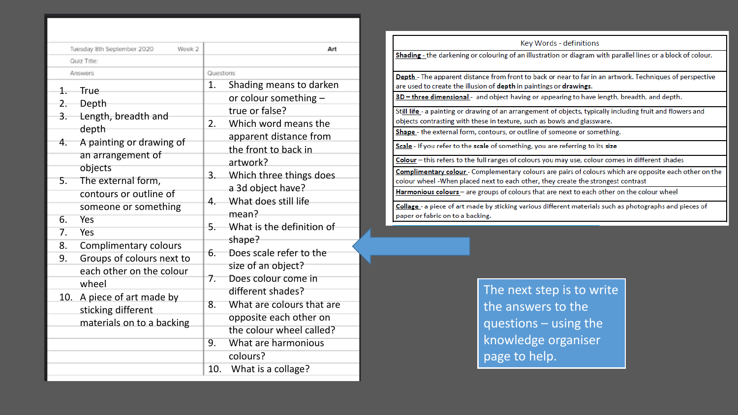| Tuesday 8th September 2020 | Week 2 | Art |
|---|---|---|
| Quiz Title: | | |
| Answers | | Questions |
| 1. True | | 1. Shading means to darken or colour something – true or false? |
| 2. Depth | | 2. Which word means the apparent distance from the front to back in artwork? |
| 3. Length, breadth and depth | | 3. Which three things does a 3d object have? |
| 4. A painting or drawing of an arrangement of objects | | 4. What does still life mean? |
| 5. The external form, contours or outline of someone or something | | 5. What is the definition of shape? |
| 6. Yes | | 6. Does scale refer to the size of an object? |
| 7. Yes | | 7. Does colour come in different shades? |
| 8. Complimentary colours | | 8. What are colours that are opposite each other on the colour wheel called? |
| 9. Groups of colours next to each other on the colour wheel | | 9. What are harmonious colours? |
| 10. A piece of art made by sticking different materials on to a backing | | 10. What is a collage? |

| Key Words - definitions |
|---|
| **Shading** - the darkening or colouring of an illustration or diagram with parallel lines or a block of colour. |
| **Depth** - The apparent distance from front to back or near to far in an artwork. Techniques of perspective are used to create the illusion of **depth** in paintings or **drawings**. |
| **3D – three dimensional** - and object having or appearing to have length, breadth, and depth. |
| **Still life** - a painting or drawing of an arrangement of objects, typically including fruit and flowers and objects contrasting with these in texture, such as bowls and glassware. |
| **Shape** - the external form, contours, or outline of someone or something. |
| **Scale** - If you refer to the **scale** of something, you are referring to its **size** |
| **Colour** – this refers to the full ranges of colours you may use, colour comes in different shades |
| **Complimentary colour** - Complementary colours are pairs of colours which are opposite each other on the colour wheel -When placed next to each other, they create the strongest contrast |
| **Harmonious colours** – are groups of colours that are next to each other on the colour wheel |
| **Collage** - a piece of art made by sticking various different materials such as photographs and pieces of paper or fabric on to a backing. |

The next step is to write the answers to the questions – using the knowledge organiser page to help.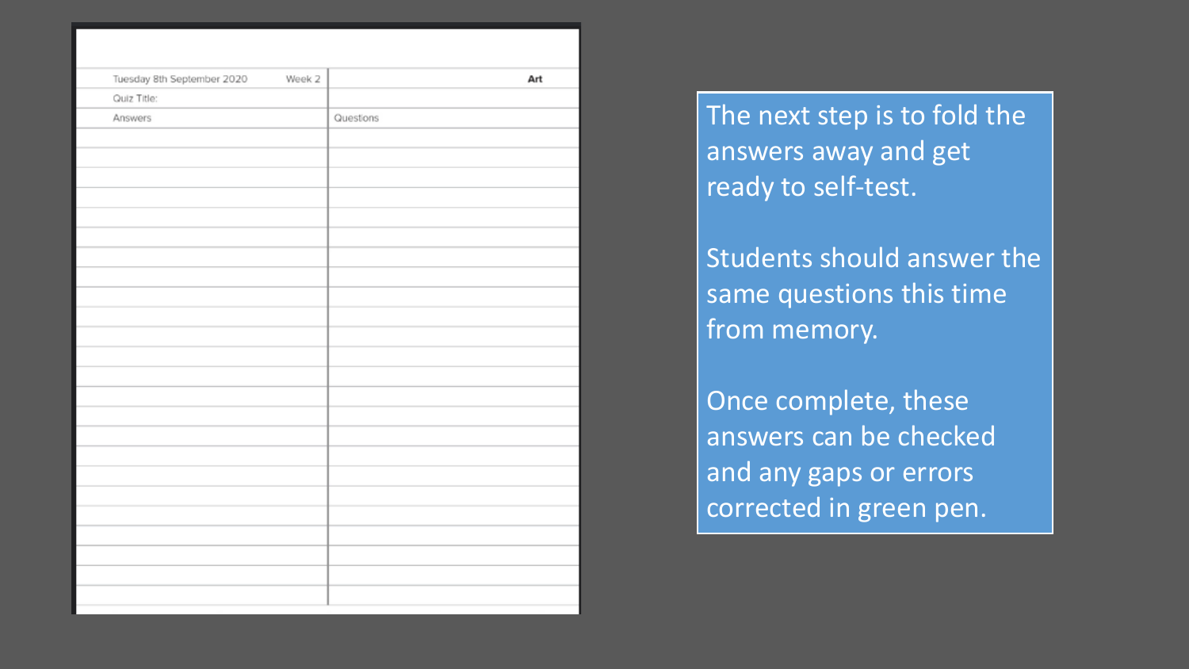| Tuesday 8th September 2020 Week 2 | Art |
| --- | --- |
| Quiz Title: | |
| Answers | Questions |
| | |
| | |
| | |
| | |
| | |
| | |
| | |
| | |
| | |
| | |
| | |
| | |
| | |
| | |
| | |
| | |
| | |
| | |
| | |
| | |
| | |
| | |

The next step is to fold the answers away and get ready to self-test.

Students should answer the same questions this time from memory.

Once complete, these answers can be checked and any gaps or errors corrected in green pen.